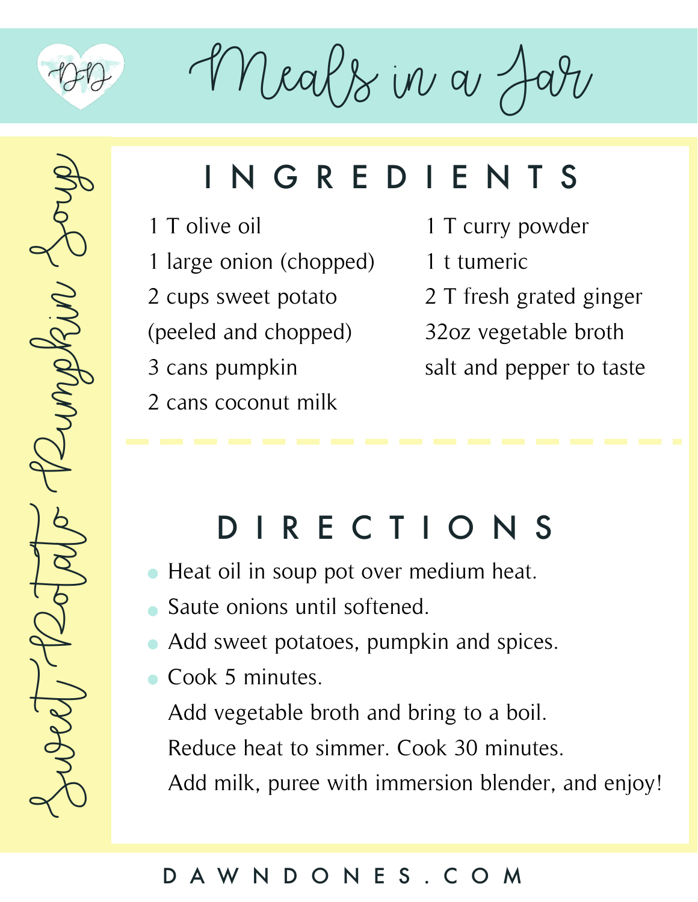# Meals in a Jar

## Sweet Potato Pumpkin Soup

## INGREDIENTS

1 T olive oil
1 large onion (chopped)
2 cups sweet potato (peeled and chopped)
3 cans pumpkin
2 cans coconut milk
1 T curry powder
1 t tumeric
2 T fresh grated ginger
32oz vegetable broth
salt and pepper to taste

## DIRECTIONS

- Heat oil in soup pot over medium heat.
- Saute onions until softened.
- Add sweet potatoes, pumpkin and spices.
- Cook 5 minutes.

  Add vegetable broth and bring to a boil.

  Reduce heat to simmer. Cook 30 minutes.

  Add milk, puree with immersion blender, and enjoy!

DAWNDONES.COM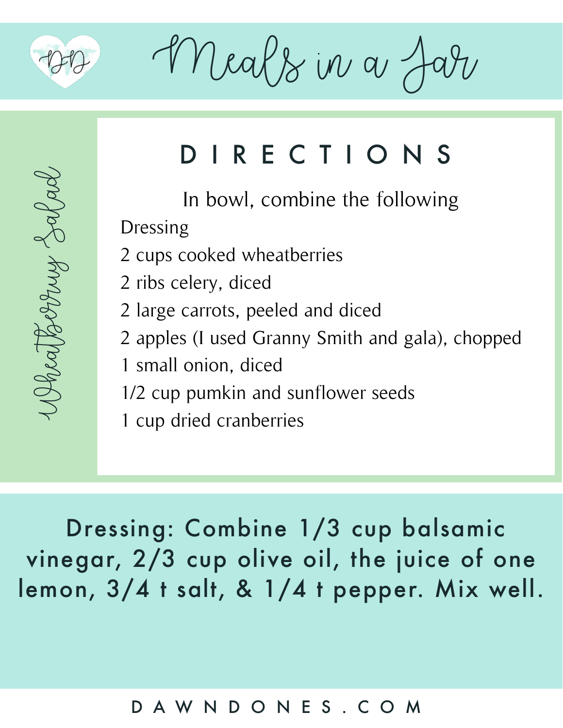# Meals in a Jar

## Wheatberry Salad

## DIRECTIONS

In bowl, combine the following

Dressing

2 cups cooked wheatberries

2 ribs celery, diced

2 large carrots, peeled and diced

2 apples (I used Granny Smith and gala), chopped

1 small onion, diced

1/2 cup pumkin and sunflower seeds

1 cup dried cranberries

**Dressing: Combine 1/3 cup balsamic vinegar, 2/3 cup olive oil, the juice of one lemon, 3/4 t salt, & 1/4 t pepper. Mix well.**

DAWNDONES.COM